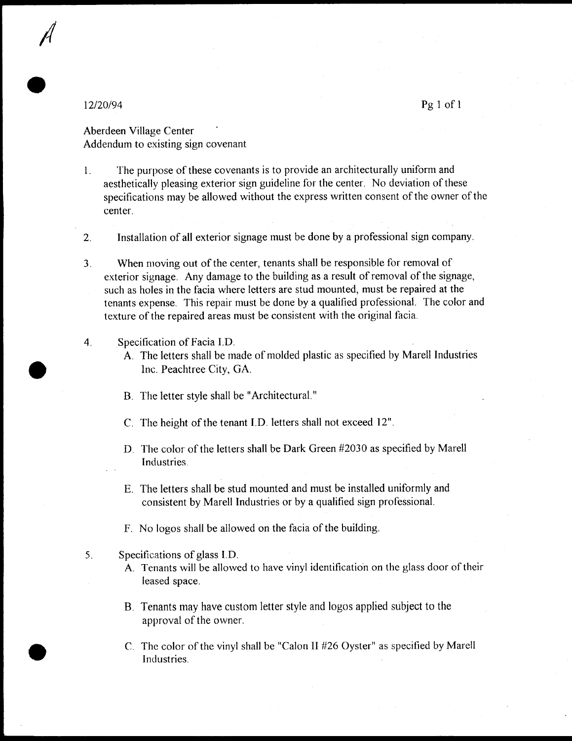A

12/20/94

Aberdeen Village Center
Addendum to existing sign covenant

1. The purpose of these covenants is to provide an architecturally uniform and aesthetically pleasing exterior sign guideline for the center. No deviation of these specifications may be allowed without the express written consent of the owner of the center.

2. Installation of all exterior signage must be done by a professional sign company.

3. When moving out of the center, tenants shall be responsible for removal of exterior signage. Any damage to the building as a result of removal of the signage, such as holes in the facia where letters are stud mounted, must be repaired at the tenants expense. This repair must be done by a qualified professional. The color and texture of the repaired areas must be consistent with the original facia.

4. Specification of Facia I.D.
   - A. The letters shall be made of molded plastic as specified by Marell Industries Inc. Peachtree City, GA.
   - B. The letter style shall be "Architectural."
   - C. The height of the tenant I.D. letters shall not exceed 12".
   - D. The color of the letters shall be Dark Green #2030 as specified by Marell Industries.
   - E. The letters shall be stud mounted and must be installed uniformly and consistent by Marell Industries or by a qualified sign professional.
   - F. No logos shall be allowed on the facia of the building.

5. Specifications of glass I.D.
   - A. Tenants will be allowed to have vinyl identification on the glass door of their leased space.
   - B. Tenants may have custom letter style and logos applied subject to the approval of the owner.
   - C. The color of the vinyl shall be "Calon II #26 Oyster" as specified by Marell Industries.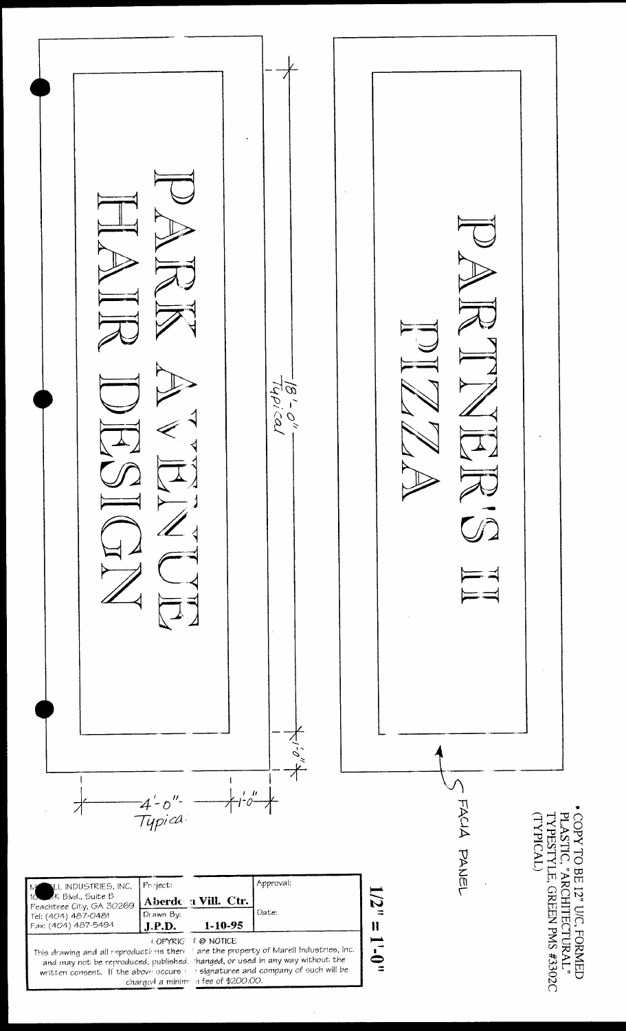# PARK AVENUE
# HAIR DESIGN

# PARTNER'S II
# PIZZA

18'-0"
Typical

1'-0"

4'-0"
Typical

1'-0"

FACIA PANEL

• COPY TO BE 12" U/C FORMED PLASTIC, "ARCHITECTURAL" TYPESTYLE, GREEN PMS #3302C (TYPICAL)

1/2" = 1'-0"

| M​LL INDUSTRIES, INC.<br>10​K Blvd., Suite B<br>Peachtree City, GA 30269<br>Tel: (404) 487-0481<br>Fax: (404) 487-5494 | Project:<br>**Aberde​n Vill. Ctr.** | | Approval: |
|---|---|---|---|
| | Drawn By:<br>**J.P.D.** | **1-10-95** | Date: |

COPYRIG​T @ NOTICE
This drawing and all reproductions ther​ are the property of Marell Industries, Inc. and may not be reproduced, published, changed, or used in any way without the written consent. If the above occurs ​ signaturee and company of such will be charged a minim​m fee of $200.00.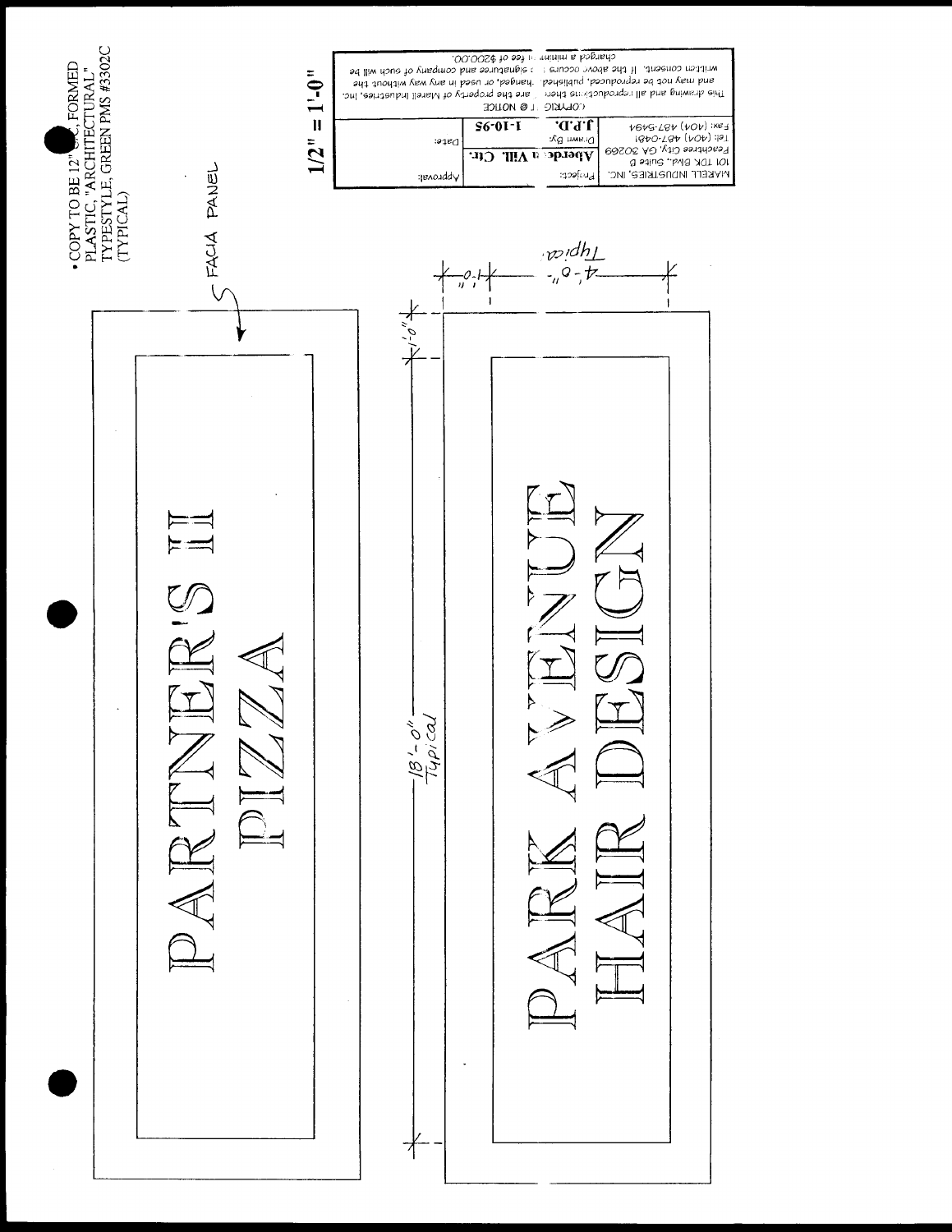• COPY TO BE 12" ___C, FORMED PLASTIC, "ARCHITECTURAL" TYPESTYLE, GREEN PMS #3302C (TYPICAL)

FACIA PANEL

PARTNER'S II
PIZZA

PARK AVENUE
HAIR DESIGN

18'-0"
Typical

1'-0"

1'-0"

4'-0"
Typical

1/2" = 1'-0"

| | | |
|---|---|---|
| MARELL INDUSTRIES, INC.<br>101 TDK Blvd., Suite B<br>Peachtree City, GA 30269<br>Tel: (404) 487-0481<br>Fax: (404) 487-5494 | Project:<br>Aberde__ Vill. Ctr.<br>Drawn By:<br>J.P.D. | Approval:<br><br>Date:<br>1-10-95 |

COPYRIG__T © NOTICE
This drawing and all reproductions ther___ are the property of Marell Industries, Inc. and may not be reproduced, published, __hanged, or used in any way without the written consent. If the above occurs ___ signature and company of such will be charged a minim___ fee of $200.00.